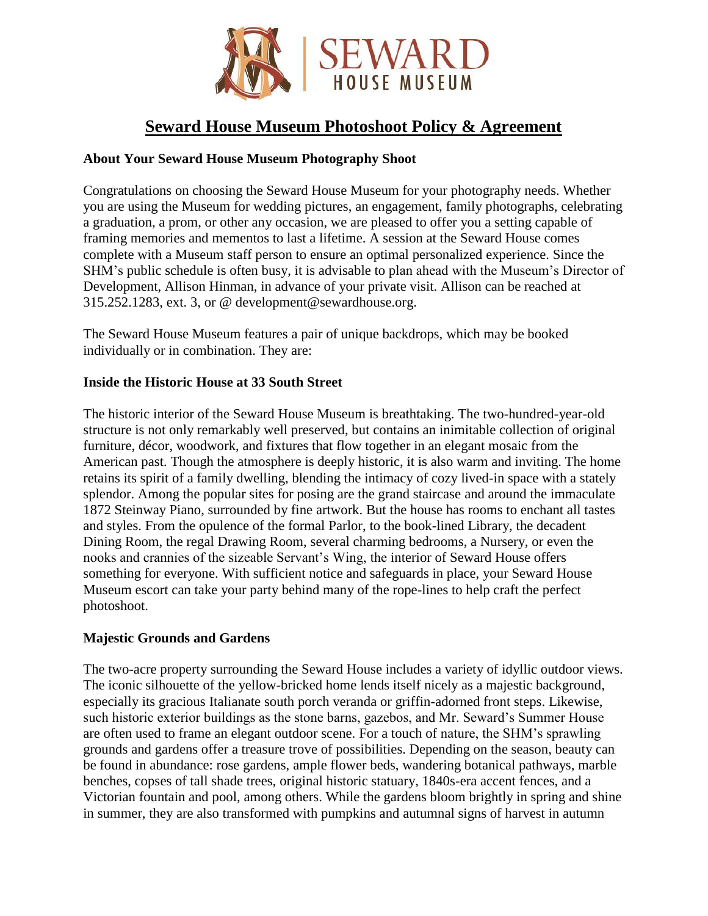# Seward House Museum Photoshoot Policy & Agreement

### About Your Seward House Museum Photography Shoot

Congratulations on choosing the Seward House Museum for your photography needs. Whether you are using the Museum for wedding pictures, an engagement, family photographs, celebrating a graduation, a prom, or other any occasion, we are pleased to offer you a setting capable of framing memories and mementos to last a lifetime. A session at the Seward House comes complete with a Museum staff person to ensure an optimal personalized experience. Since the SHM's public schedule is often busy, it is advisable to plan ahead with the Museum's Director of Development, Allison Hinman, in advance of your private visit. Allison can be reached at 315.252.1283, ext. 3, or @ development@sewardhouse.org.

The Seward House Museum features a pair of unique backdrops, which may be booked individually or in combination. They are:

### Inside the Historic House at 33 South Street

The historic interior of the Seward House Museum is breathtaking. The two-hundred-year-old structure is not only remarkably well preserved, but contains an inimitable collection of original furniture, décor, woodwork, and fixtures that flow together in an elegant mosaic from the American past. Though the atmosphere is deeply historic, it is also warm and inviting. The home retains its spirit of a family dwelling, blending the intimacy of cozy lived-in space with a stately splendor. Among the popular sites for posing are the grand staircase and around the immaculate 1872 Steinway Piano, surrounded by fine artwork. But the house has rooms to enchant all tastes and styles. From the opulence of the formal Parlor, to the book-lined Library, the decadent Dining Room, the regal Drawing Room, several charming bedrooms, a Nursery, or even the nooks and crannies of the sizeable Servant's Wing, the interior of Seward House offers something for everyone. With sufficient notice and safeguards in place, your Seward House Museum escort can take your party behind many of the rope-lines to help craft the perfect photoshoot.

### Majestic Grounds and Gardens

The two-acre property surrounding the Seward House includes a variety of idyllic outdoor views. The iconic silhouette of the yellow-bricked home lends itself nicely as a majestic background, especially its gracious Italianate south porch veranda or griffin-adorned front steps. Likewise, such historic exterior buildings as the stone barns, gazebos, and Mr. Seward's Summer House are often used to frame an elegant outdoor scene. For a touch of nature, the SHM's sprawling grounds and gardens offer a treasure trove of possibilities. Depending on the season, beauty can be found in abundance: rose gardens, ample flower beds, wandering botanical pathways, marble benches, copses of tall shade trees, original historic statuary, 1840s-era accent fences, and a Victorian fountain and pool, among others. While the gardens bloom brightly in spring and shine in summer, they are also transformed with pumpkins and autumnal signs of harvest in autumn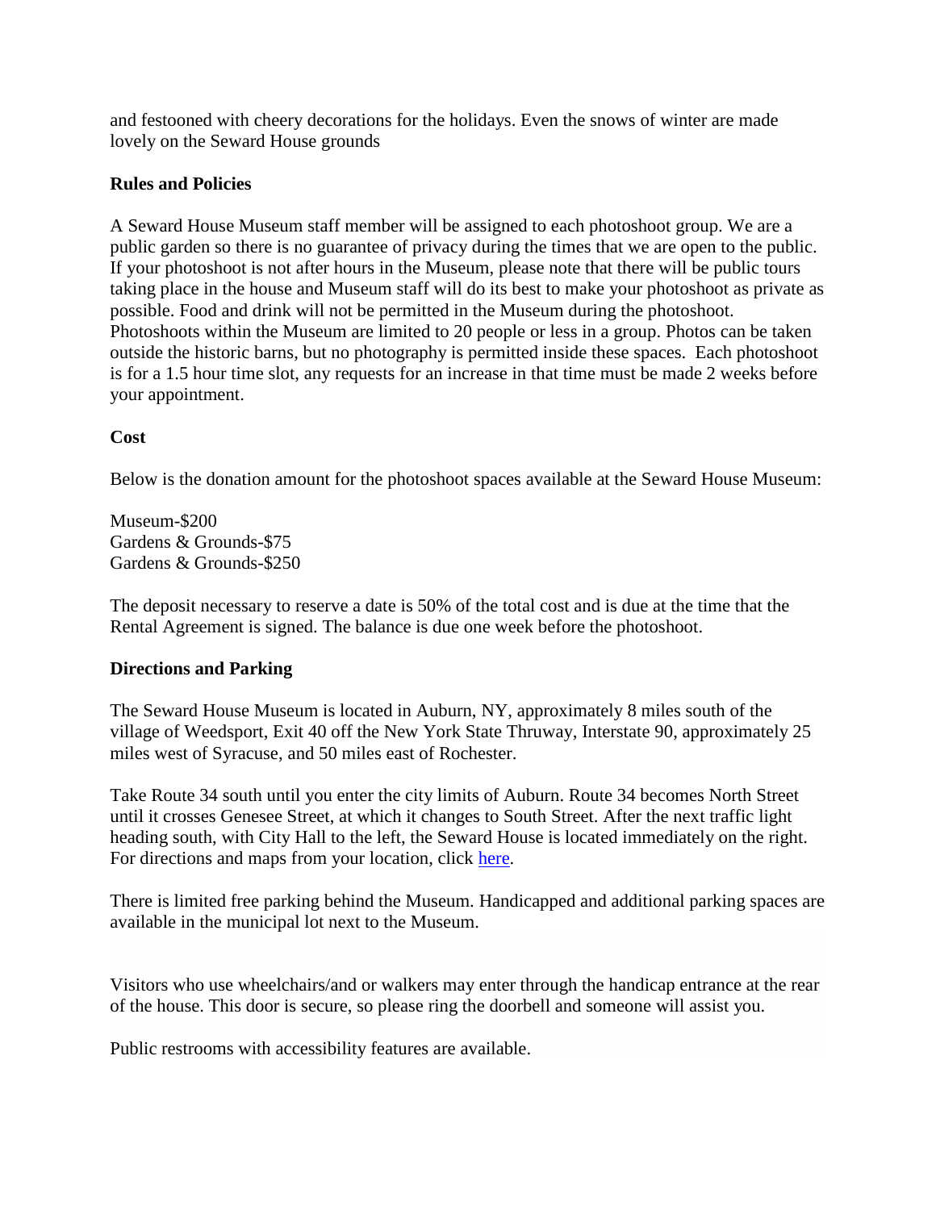and festooned with cheery decorations for the holidays. Even the snows of winter are made lovely on the Seward House grounds

**Rules and Policies**

A Seward House Museum staff member will be assigned to each photoshoot group. We are a public garden so there is no guarantee of privacy during the times that we are open to the public. If your photoshoot is not after hours in the Museum, please note that there will be public tours taking place in the house and Museum staff will do its best to make your photoshoot as private as possible. Food and drink will not be permitted in the Museum during the photoshoot. Photoshoots within the Museum are limited to 20 people or less in a group. Photos can be taken outside the historic barns, but no photography is permitted inside these spaces. Each photoshoot is for a 1.5 hour time slot, any requests for an increase in that time must be made 2 weeks before your appointment.

**Cost**

Below is the donation amount for the photoshoot spaces available at the Seward House Museum:

Museum-$200
Gardens & Grounds-$75
Gardens & Grounds-$250

The deposit necessary to reserve a date is 50% of the total cost and is due at the time that the Rental Agreement is signed. The balance is due one week before the photoshoot.

**Directions and Parking**

The Seward House Museum is located in Auburn, NY, approximately 8 miles south of the village of Weedsport, Exit 40 off the New York State Thruway, Interstate 90, approximately 25 miles west of Syracuse, and 50 miles east of Rochester.

Take Route 34 south until you enter the city limits of Auburn. Route 34 becomes North Street until it crosses Genesee Street, at which it changes to South Street. After the next traffic light heading south, with City Hall to the left, the Seward House is located immediately on the right. For directions and maps from your location, click here.

There is limited free parking behind the Museum. Handicapped and additional parking spaces are available in the municipal lot next to the Museum.

Visitors who use wheelchairs/and or walkers may enter through the handicap entrance at the rear of the house. This door is secure, so please ring the doorbell and someone will assist you.

Public restrooms with accessibility features are available.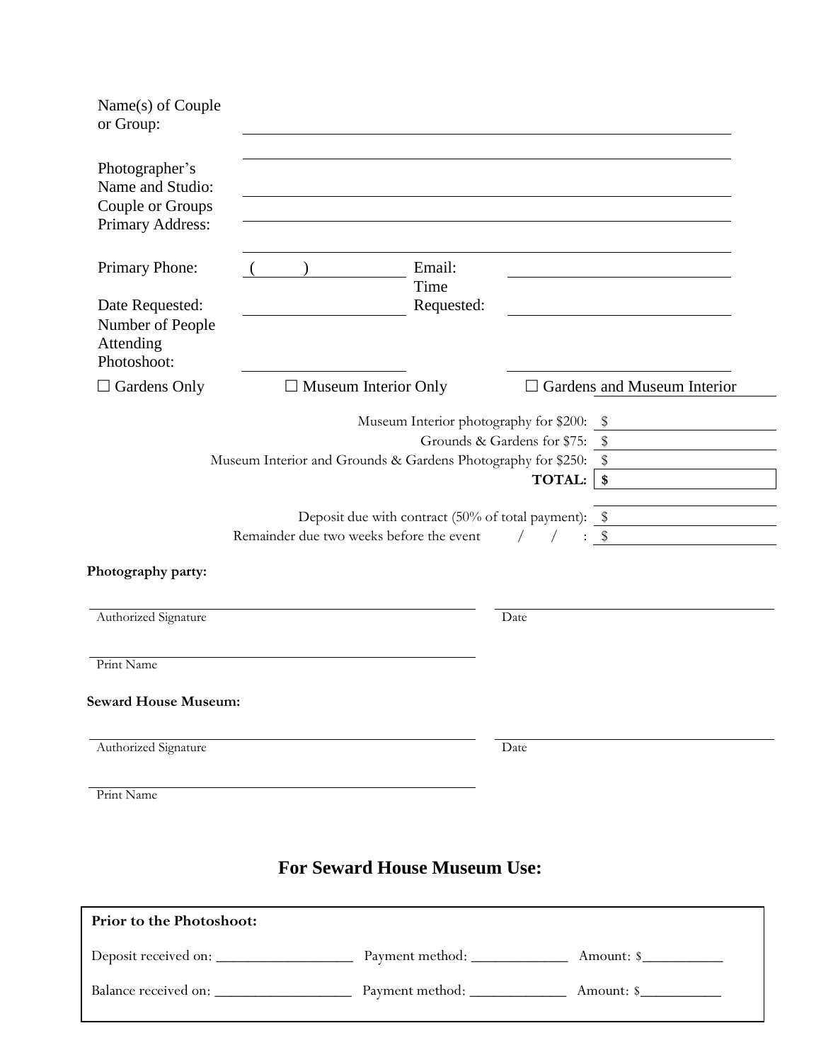Name(s) of Couple or Group: ____________________________________________

____________________________________________

Photographer's Name and Studio: ____________________________________________

Couple or Groups Primary Address: ____________________________________________

____________________________________________

Primary Phone: (     ) ____________ Email: ____________________

Date Requested: ____________ Time Requested: ____________________

Number of People Attending Photoshoot: ____________ ____________________

☐ Gardens Only ☐ Museum Interior Only ☐ Gardens and Museum Interior

| | |
|---|---|
| Museum Interior photography for $200: | $ |
| Grounds & Gardens for $75: | $ |
| Museum Interior and Grounds & Gardens Photography for $250: | $ |
| **TOTAL:** | **$** |

| | |
|---|---|
| Deposit due with contract (50% of total payment): | $ |
| Remainder due two weeks before the event / / : | $ |

**Photography party:**

______________________________ ______________________________
Authorized Signature Date

______________________________
Print Name

**Seward House Museum:**

______________________________ ______________________________
Authorized Signature Date

______________________________
Print Name

## For Seward House Museum Use:

**Prior to the Photoshoot:**

Deposit received on: __________________ Payment method: _____________ Amount: $___________

Balance received on: __________________ Payment method: _____________ Amount: $___________